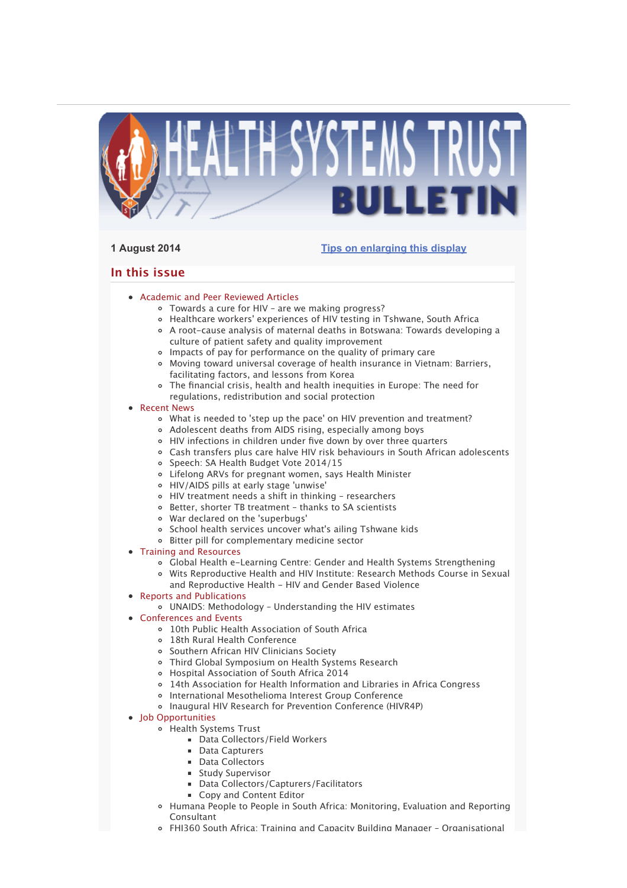# HEALTH SYSTEMS TRUST BULLETIN

**1 August 2014** [Tips on enlarging this display]

## In this issue

- Academic and Peer Reviewed Articles
  - Towards a cure for HIV - are we making progress?
  - Healthcare workers' experiences of HIV testing in Tshwane, South Africa
  - A root-cause analysis of maternal deaths in Botswana: Towards developing a culture of patient safety and quality improvement
  - Impacts of pay for performance on the quality of primary care
  - Moving toward universal coverage of health insurance in Vietnam: Barriers, facilitating factors, and lessons from Korea
  - The financial crisis, health and health inequities in Europe: The need for regulations, redistribution and social protection
- Recent News
  - What is needed to 'step up the pace' on HIV prevention and treatment?
  - Adolescent deaths from AIDS rising, especially among boys
  - HIV infections in children under five down by over three quarters
  - Cash transfers plus care halve HIV risk behaviours in South African adolescents
  - Speech: SA Health Budget Vote 2014/15
  - Lifelong ARVs for pregnant women, says Health Minister
  - HIV/AIDS pills at early stage 'unwise'
  - HIV treatment needs a shift in thinking - researchers
  - Better, shorter TB treatment - thanks to SA scientists
  - War declared on the 'superbugs'
  - School health services uncover what's ailing Tshwane kids
  - Bitter pill for complementary medicine sector
- Training and Resources
  - Global Health e-Learning Centre: Gender and Health Systems Strengthening
  - Wits Reproductive Health and HIV Institute: Research Methods Course in Sexual and Reproductive Health - HIV and Gender Based Violence
- Reports and Publications
  - UNAIDS: Methodology - Understanding the HIV estimates
- Conferences and Events
  - 10th Public Health Association of South Africa
  - 18th Rural Health Conference
  - Southern African HIV Clinicians Society
  - Third Global Symposium on Health Systems Research
  - Hospital Association of South Africa 2014
  - 14th Association for Health Information and Libraries in Africa Congress
  - International Mesothelioma Interest Group Conference
  - Inaugural HIV Research for Prevention Conference (HIVR4P)
- Job Opportunities
  - Health Systems Trust
    - Data Collectors/Field Workers
    - Data Capturers
    - Data Collectors
    - Study Supervisor
    - Data Collectors/Capturers/Facilitators
    - Copy and Content Editor
  - Humana People to People in South Africa: Monitoring, Evaluation and Reporting Consultant
  - FHI360 South Africa: Training and Capacity Building Manager - Organisational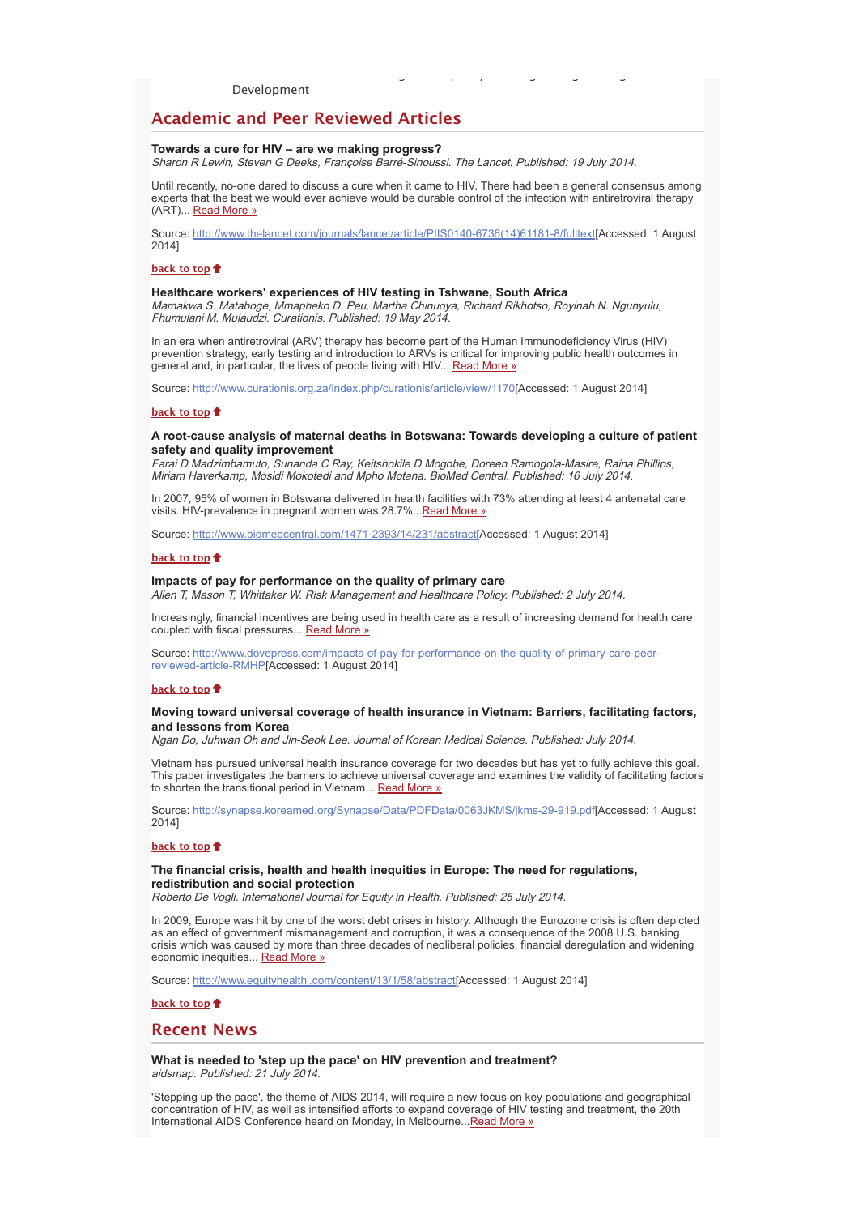Development

## Academic and Peer Reviewed Articles

**Towards a cure for HIV – are we making progress?**
*Sharon R Lewin, Steven G Deeks, Françoise Barré-Sinoussi. The Lancet. Published: 19 July 2014.*

Until recently, no-one dared to discuss a cure when it came to HIV. There had been a general consensus among experts that the best we would ever achieve would be durable control of the infection with antiretroviral therapy (ART)... Read More »

Source: http://www.thelancet.com/journals/lancet/article/PIIS0140-6736(14)61181-8/fulltext[Accessed: 1 August 2014]

back to top

**Healthcare workers' experiences of HIV testing in Tshwane, South Africa**
*Mamakwa S. Mataboge, Mmapheko D. Peu, Martha Chinuoya, Richard Rikhotso, Royinah N. Ngunyulu, Fhumulani M. Mulaudzi. Curationis. Published: 19 May 2014.*

In an era when antiretroviral (ARV) therapy has become part of the Human Immunodeficiency Virus (HIV) prevention strategy, early testing and introduction to ARVs is critical for improving public health outcomes in general and, in particular, the lives of people living with HIV... Read More »

Source: http://www.curationis.org.za/index.php/curationis/article/view/1170[Accessed: 1 August 2014]

back to top

**A root-cause analysis of maternal deaths in Botswana: Towards developing a culture of patient safety and quality improvement**
*Farai D Madzimbamuto, Sunanda C Ray, Keitshokile D Mogobe, Doreen Ramogola-Masire, Raina Phillips, Miriam Haverkamp, Mosidi Mokotedi and Mpho Motana. BioMed Central. Published: 16 July 2014.*

In 2007, 95% of women in Botswana delivered in health facilities with 73% attending at least 4 antenatal care visits. HIV-prevalence in pregnant women was 28.7%...Read More »

Source: http://www.biomedcentral.com/1471-2393/14/231/abstract[Accessed: 1 August 2014]

back to top

**Impacts of pay for performance on the quality of primary care**
*Allen T, Mason T, Whittaker W. Risk Management and Healthcare Policy. Published: 2 July 2014.*

Increasingly, financial incentives are being used in health care as a result of increasing demand for health care coupled with fiscal pressures... Read More »

Source: http://www.dovepress.com/impacts-of-pay-for-performance-on-the-quality-of-primary-care-peer-reviewed-article-RMHP[Accessed: 1 August 2014]

back to top

**Moving toward universal coverage of health insurance in Vietnam: Barriers, facilitating factors, and lessons from Korea**
*Ngan Do, Juhwan Oh and Jin-Seok Lee. Journal of Korean Medical Science. Published: July 2014.*

Vietnam has pursued universal health insurance coverage for two decades but has yet to fully achieve this goal. This paper investigates the barriers to achieve universal coverage and examines the validity of facilitating factors to shorten the transitional period in Vietnam... Read More »

Source: http://synapse.koreamed.org/Synapse/Data/PDFData/0063JKMS/jkms-29-919.pdf[Accessed: 1 August 2014]

back to top

**The financial crisis, health and health inequities in Europe: The need for regulations, redistribution and social protection**
*Roberto De Vogli. International Journal for Equity in Health. Published: 25 July 2014.*

In 2009, Europe was hit by one of the worst debt crises in history. Although the Eurozone crisis is often depicted as an effect of government mismanagement and corruption, it was a consequence of the 2008 U.S. banking crisis which was caused by more than three decades of neoliberal policies, financial deregulation and widening economic inequities... Read More »

Source: http://www.equityhealthj.com/content/13/1/58/abstract[Accessed: 1 August 2014]

back to top

## Recent News

**What is needed to 'step up the pace' on HIV prevention and treatment?**
*aidsmap. Published: 21 July 2014.*

'Stepping up the pace', the theme of AIDS 2014, will require a new focus on key populations and geographical concentration of HIV, as well as intensified efforts to expand coverage of HIV testing and treatment, the 20th International AIDS Conference heard on Monday, in Melbourne...Read More »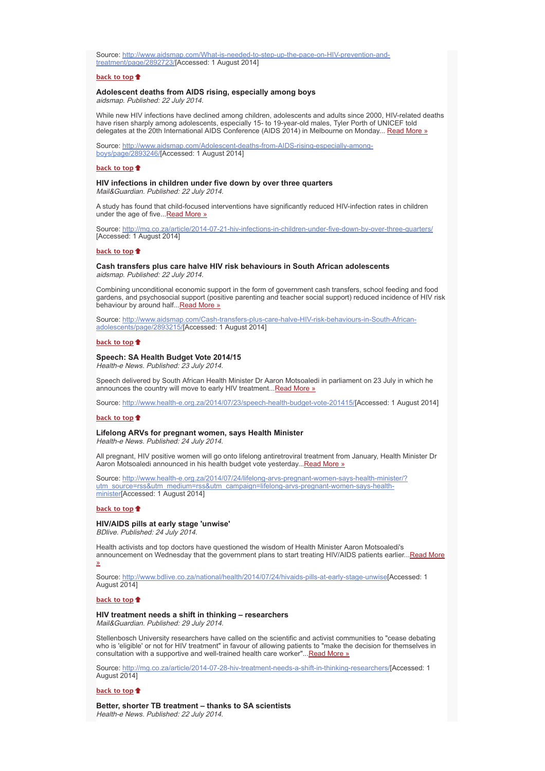Source: http://www.aidsmap.com/What-is-needed-to-step-up-the-pace-on-HIV-prevention-and-treatment/page/2892723/[Accessed: 1 August 2014]

back to top

**Adolescent deaths from AIDS rising, especially among boys**
*aidsmap. Published: 22 July 2014.*

While new HIV infections have declined among children, adolescents and adults since 2000, HIV-related deaths have risen sharply among adolescents, especially 15- to 19-year-old males, Tyler Porth of UNICEF told delegates at the 20th International AIDS Conference (AIDS 2014) in Melbourne on Monday... Read More »

Source: http://www.aidsmap.com/Adolescent-deaths-from-AIDS-rising-especially-among-boys/page/2893246/[Accessed: 1 August 2014]

back to top

**HIV infections in children under five down by over three quarters**
*Mail&Guardian. Published: 22 July 2014.*

A study has found that child-focused interventions have significantly reduced HIV-infection rates in children under the age of five...Read More »

Source: http://mg.co.za/article/2014-07-21-hiv-infections-in-children-under-five-down-by-over-three-quarters/ [Accessed: 1 August 2014]

back to top

**Cash transfers plus care halve HIV risk behaviours in South African adolescents**
*aidsmap. Published: 22 July 2014.*

Combining unconditional economic support in the form of government cash transfers, school feeding and food gardens, and psychosocial support (positive parenting and teacher social support) reduced incidence of HIV risk behaviour by around half...Read More »

Source: http://www.aidsmap.com/Cash-transfers-plus-care-halve-HIV-risk-behaviours-in-South-African-adolescents/page/2893215/[Accessed: 1 August 2014]

back to top

**Speech: SA Health Budget Vote 2014/15**
*Health-e News. Published: 23 July 2014.*

Speech delivered by South African Health Minister Dr Aaron Motsoaledi in parliament on 23 July in which he announces the country will move to early HIV treatment...Read More »

Source: http://www.health-e.org.za/2014/07/23/speech-health-budget-vote-201415/[Accessed: 1 August 2014]

back to top

**Lifelong ARVs for pregnant women, says Health Minister**
*Health-e News. Published: 24 July 2014.*

All pregnant, HIV positive women will go onto lifelong antiretroviral treatment from January, Health Minister Dr Aaron Motsoaledi announced in his health budget vote yesterday...Read More »

Source: http://www.health-e.org.za/2014/07/24/lifelong-arvs-pregnant-women-says-health-minister/?utm_source=rss&utm_medium=rss&utm_campaign=lifelong-arvs-pregnant-women-says-health-minister[Accessed: 1 August 2014]

back to top

**HIV/AIDS pills at early stage 'unwise'**
*BDlive. Published: 24 July 2014.*

Health activists and top doctors have questioned the wisdom of Health Minister Aaron Motsoaledi's announcement on Wednesday that the government plans to start treating HIV/AIDS patients earlier...Read More »

Source: http://www.bdlive.co.za/national/health/2014/07/24/hivaids-pills-at-early-stage-unwise[Accessed: 1 August 2014]

back to top

**HIV treatment needs a shift in thinking – researchers**
*Mail&Guardian. Published: 29 July 2014.*

Stellenbosch University researchers have called on the scientific and activist communities to "cease debating who is 'eligible' or not for HIV treatment" in favour of allowing patients to "make the decision for themselves in consultation with a supportive and well-trained health care worker"...Read More »

Source: http://mg.co.za/article/2014-07-28-hiv-treatment-needs-a-shift-in-thinking-researchers/[Accessed: 1 August 2014]

back to top

**Better, shorter TB treatment – thanks to SA scientists**
*Health-e News. Published: 22 July 2014.*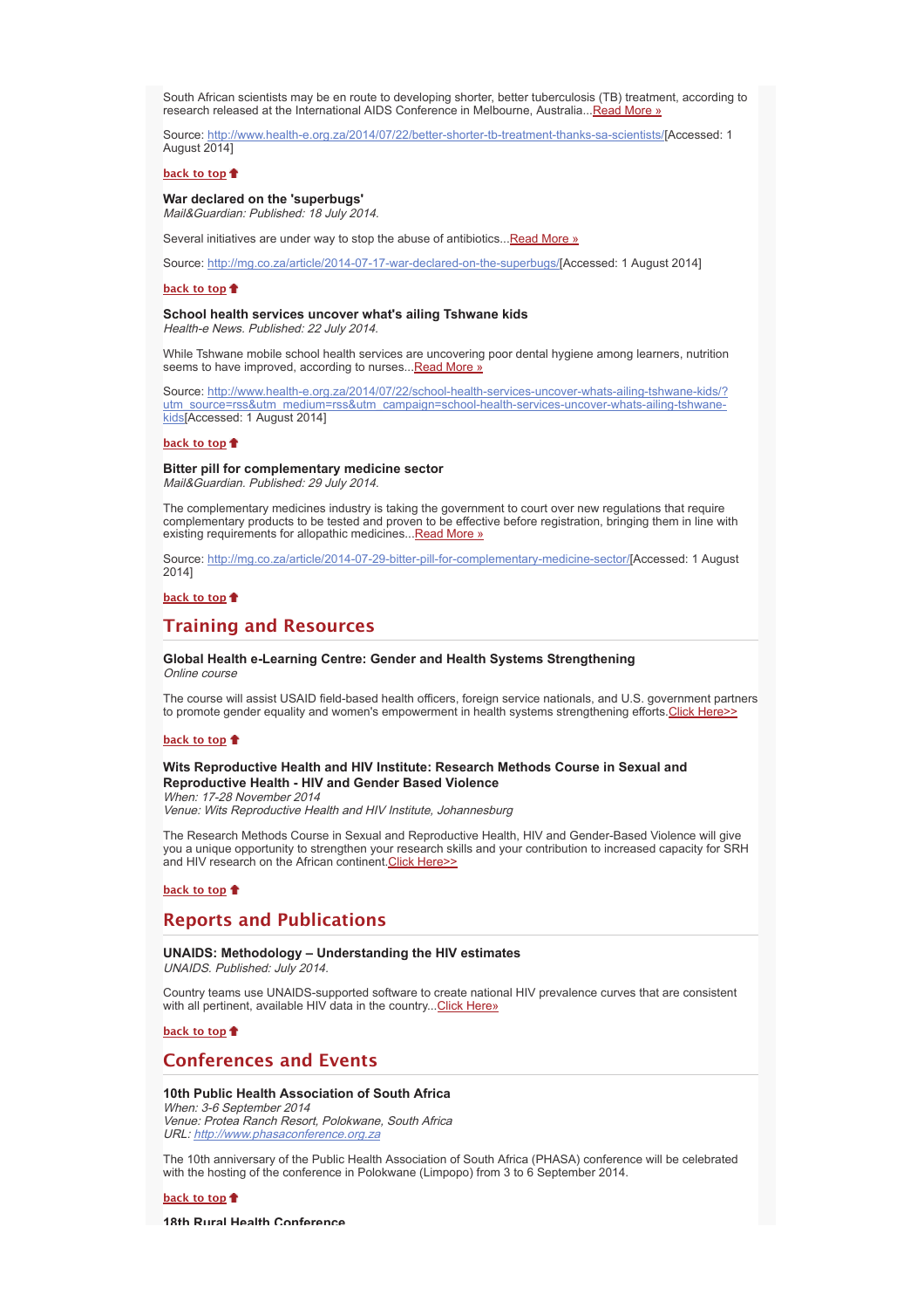South African scientists may be en route to developing shorter, better tuberculosis (TB) treatment, according to research released at the International AIDS Conference in Melbourne, Australia...Read More »

Source: http://www.health-e.org.za/2014/07/22/better-shorter-tb-treatment-thanks-sa-scientists/[Accessed: 1 August 2014]

back to top

**War declared on the 'superbugs'**
*Mail&Guardian: Published: 18 July 2014.*

Several initiatives are under way to stop the abuse of antibiotics...Read More »

Source: http://mg.co.za/article/2014-07-17-war-declared-on-the-superbugs/[Accessed: 1 August 2014]

back to top

**School health services uncover what's ailing Tshwane kids**
*Health-e News. Published: 22 July 2014.*

While Tshwane mobile school health services are uncovering poor dental hygiene among learners, nutrition seems to have improved, according to nurses...Read More »

Source: http://www.health-e.org.za/2014/07/22/school-health-services-uncover-whats-ailing-tshwane-kids/?utm_source=rss&utm_medium=rss&utm_campaign=school-health-services-uncover-whats-ailing-tshwane-kids[Accessed: 1 August 2014]

back to top

**Bitter pill for complementary medicine sector**
*Mail&Guardian. Published: 29 July 2014.*

The complementary medicines industry is taking the government to court over new regulations that require complementary products to be tested and proven to be effective before registration, bringing them in line with existing requirements for allopathic medicines...Read More »

Source: http://mg.co.za/article/2014-07-29-bitter-pill-for-complementary-medicine-sector/[Accessed: 1 August 2014]

back to top

## Training and Resources

**Global Health e-Learning Centre: Gender and Health Systems Strengthening**
*Online course*

The course will assist USAID field-based health officers, foreign service nationals, and U.S. government partners to promote gender equality and women's empowerment in health systems strengthening efforts.Click Here>>

back to top

**Wits Reproductive Health and HIV Institute: Research Methods Course in Sexual and Reproductive Health - HIV and Gender Based Violence**
*When: 17-28 November 2014*
*Venue: Wits Reproductive Health and HIV Institute, Johannesburg*

The Research Methods Course in Sexual and Reproductive Health, HIV and Gender-Based Violence will give you a unique opportunity to strengthen your research skills and your contribution to increased capacity for SRH and HIV research on the African continent.Click Here>>

back to top

## Reports and Publications

**UNAIDS: Methodology – Understanding the HIV estimates**
*UNAIDS. Published: July 2014.*

Country teams use UNAIDS-supported software to create national HIV prevalence curves that are consistent with all pertinent, available HIV data in the country...Click Here»

back to top

## Conferences and Events

**10th Public Health Association of South Africa**
*When: 3-6 September 2014*
*Venue: Protea Ranch Resort, Polokwane, South Africa*
*URL: http://www.phasaconference.org.za*

The 10th anniversary of the Public Health Association of South Africa (PHASA) conference will be celebrated with the hosting of the conference in Polokwane (Limpopo) from 3 to 6 September 2014.

back to top

**18th Rural Health Conference**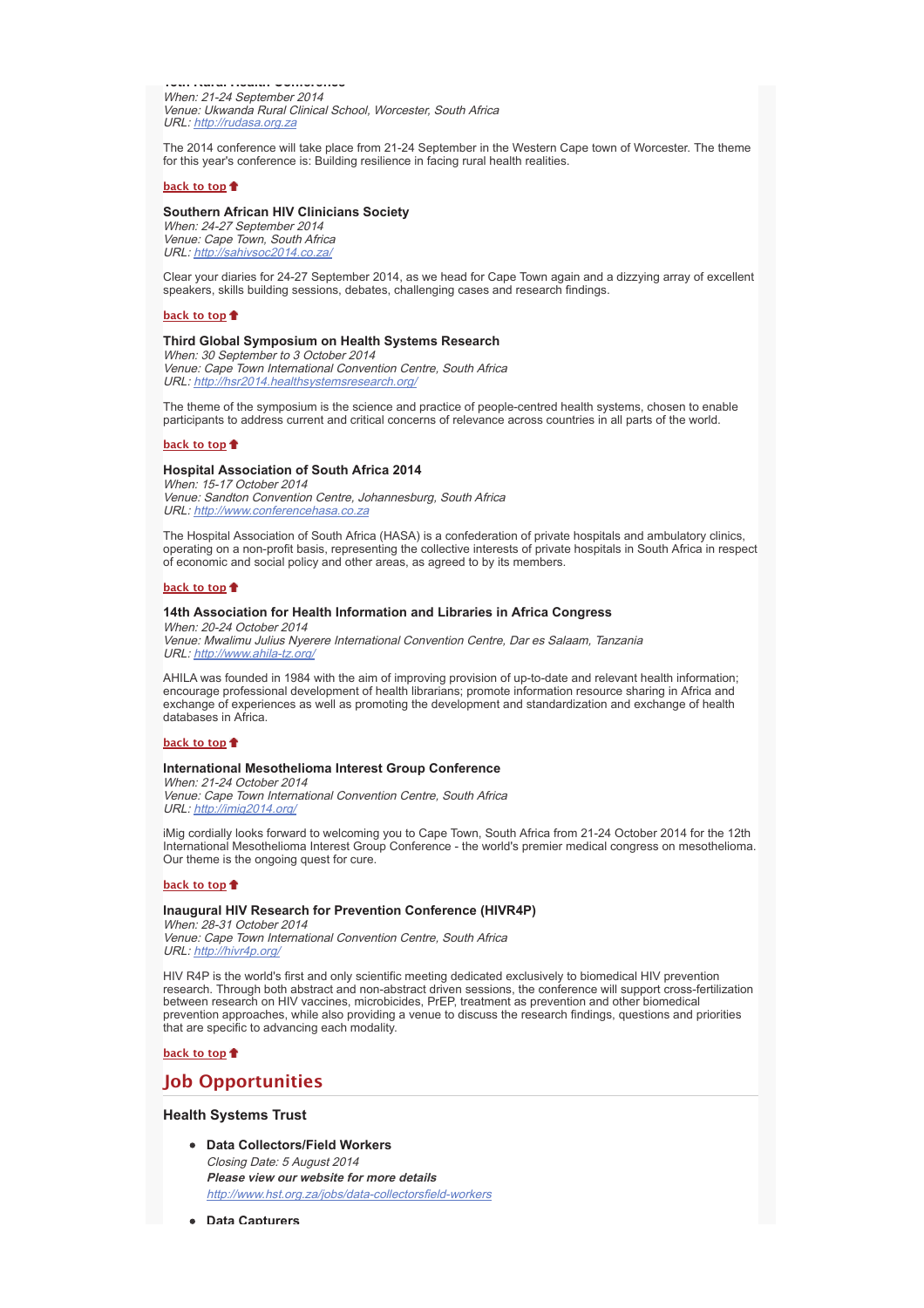When: 21-24 September 2014
Venue: Ukwanda Rural Clinical School, Worcester, South Africa
URL: http://rudasa.org.za

The 2014 conference will take place from 21-24 September in the Western Cape town of Worcester. The theme for this year's conference is: Building resilience in facing rural health realities.

back to top

### Southern African HIV Clinicians Society

*When: 24-27 September 2014*
*Venue: Cape Town, South Africa*
*URL: http://sahivsoc2014.co.za/*

Clear your diaries for 24-27 September 2014, as we head for Cape Town again and a dizzying array of excellent speakers, skills building sessions, debates, challenging cases and research findings.

back to top

### Third Global Symposium on Health Systems Research

*When: 30 September to 3 October 2014*
*Venue: Cape Town International Convention Centre, South Africa*
*URL: http://hsr2014.healthsystemsresearch.org/*

The theme of the symposium is the science and practice of people-centred health systems, chosen to enable participants to address current and critical concerns of relevance across countries in all parts of the world.

back to top

### Hospital Association of South Africa 2014

*When: 15-17 October 2014*
*Venue: Sandton Convention Centre, Johannesburg, South Africa*
*URL: http://www.conferencehasa.co.za*

The Hospital Association of South Africa (HASA) is a confederation of private hospitals and ambulatory clinics, operating on a non-profit basis, representing the collective interests of private hospitals in South Africa in respect of economic and social policy and other areas, as agreed to by its members.

back to top

### 14th Association for Health Information and Libraries in Africa Congress

*When: 20-24 October 2014*
*Venue: Mwalimu Julius Nyerere International Convention Centre, Dar es Salaam, Tanzania*
*URL: http://www.ahila-tz.org/*

AHILA was founded in 1984 with the aim of improving provision of up-to-date and relevant health information; encourage professional development of health librarians; promote information resource sharing in Africa and exchange of experiences as well as promoting the development and standardization and exchange of health databases in Africa.

back to top

### International Mesothelioma Interest Group Conference

*When: 21-24 October 2014*
*Venue: Cape Town International Convention Centre, South Africa*
*URL: http://imig2014.org/*

iMig cordially looks forward to welcoming you to Cape Town, South Africa from 21-24 October 2014 for the 12th International Mesothelioma Interest Group Conference - the world's premier medical congress on mesothelioma. Our theme is the ongoing quest for cure.

back to top

### Inaugural HIV Research for Prevention Conference (HIVR4P)

*When: 28-31 October 2014*
*Venue: Cape Town International Convention Centre, South Africa*
*URL: http://hivr4p.org/*

HIV R4P is the world's first and only scientific meeting dedicated exclusively to biomedical HIV prevention research. Through both abstract and non-abstract driven sessions, the conference will support cross-fertilization between research on HIV vaccines, microbicides, PrEP, treatment as prevention and other biomedical prevention approaches, while also providing a venue to discuss the research findings, questions and priorities that are specific to advancing each modality.

back to top

## Job Opportunities

### Health Systems Trust

- **Data Collectors/Field Workers**
  *Closing Date: 5 August 2014*
  ***Please view our website for more details***
  http://www.hst.org.za/jobs/data-collectorsfield-workers
- **Data Capturers**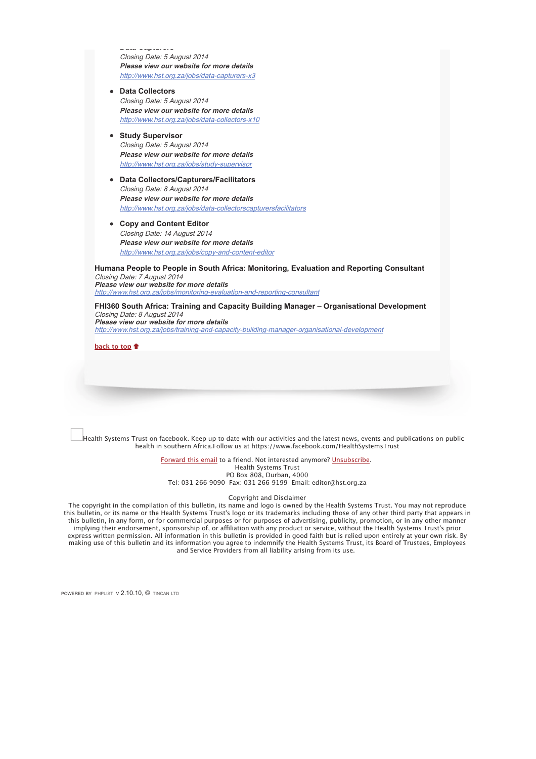Data Capturers
*Closing Date: 5 August 2014*
***Please view our website for more details***
http://www.hst.org.za/jobs/data-capturers-x3

- **Data Collectors**
  *Closing Date: 5 August 2014*
  ***Please view our website for more details***
  http://www.hst.org.za/jobs/data-collectors-x10

- **Study Supervisor**
  *Closing Date: 5 August 2014*
  ***Please view our website for more details***
  http://www.hst.org.za/jobs/study-supervisor

- **Data Collectors/Capturers/Facilitators**
  *Closing Date: 8 August 2014*
  ***Please view our website for more details***
  http://www.hst.org.za/jobs/data-collectorscapturersfacilitators

- **Copy and Content Editor**
  *Closing Date: 14 August 2014*
  ***Please view our website for more details***
  http://www.hst.org.za/jobs/copy-and-content-editor

**Humana People to People in South Africa: Monitoring, Evaluation and Reporting Consultant**
*Closing Date: 7 August 2014*
***Please view our website for more details***
http://www.hst.org.za/jobs/monitoring-evaluation-and-reporting-consultant

**FHI360 South Africa: Training and Capacity Building Manager – Organisational Development**
*Closing Date: 8 August 2014*
***Please view our website for more details***
http://www.hst.org.za/jobs/training-and-capacity-building-manager-organisational-development

back to top

Health Systems Trust on facebook. Keep up to date with our activities and the latest news, events and publications on public health in southern Africa.Follow us at https://www.facebook.com/HealthSystemsTrust

Forward this email to a friend. Not interested anymore? Unsubscribe.
Health Systems Trust
PO Box 808, Durban, 4000
Tel: 031 266 9090 Fax: 031 266 9199 Email: editor@hst.org.za

Copyright and Disclaimer
The copyright in the compilation of this bulletin, its name and logo is owned by the Health Systems Trust. You may not reproduce this bulletin, or its name or the Health Systems Trust's logo or its trademarks including those of any other third party that appears in this bulletin, in any form, or for commercial purposes or for purposes of advertising, publicity, promotion, or in any other manner implying their endorsement, sponsorship of, or affiliation with any product or service, without the Health Systems Trust's prior express written permission. All information in this bulletin is provided in good faith but is relied upon entirely at your own risk. By making use of this bulletin and its information you agree to indemnify the Health Systems Trust, its Board of Trustees, Employees and Service Providers from all liability arising from its use.

POWERED BY PHPLIST V 2.10.10, © TINCAN LTD